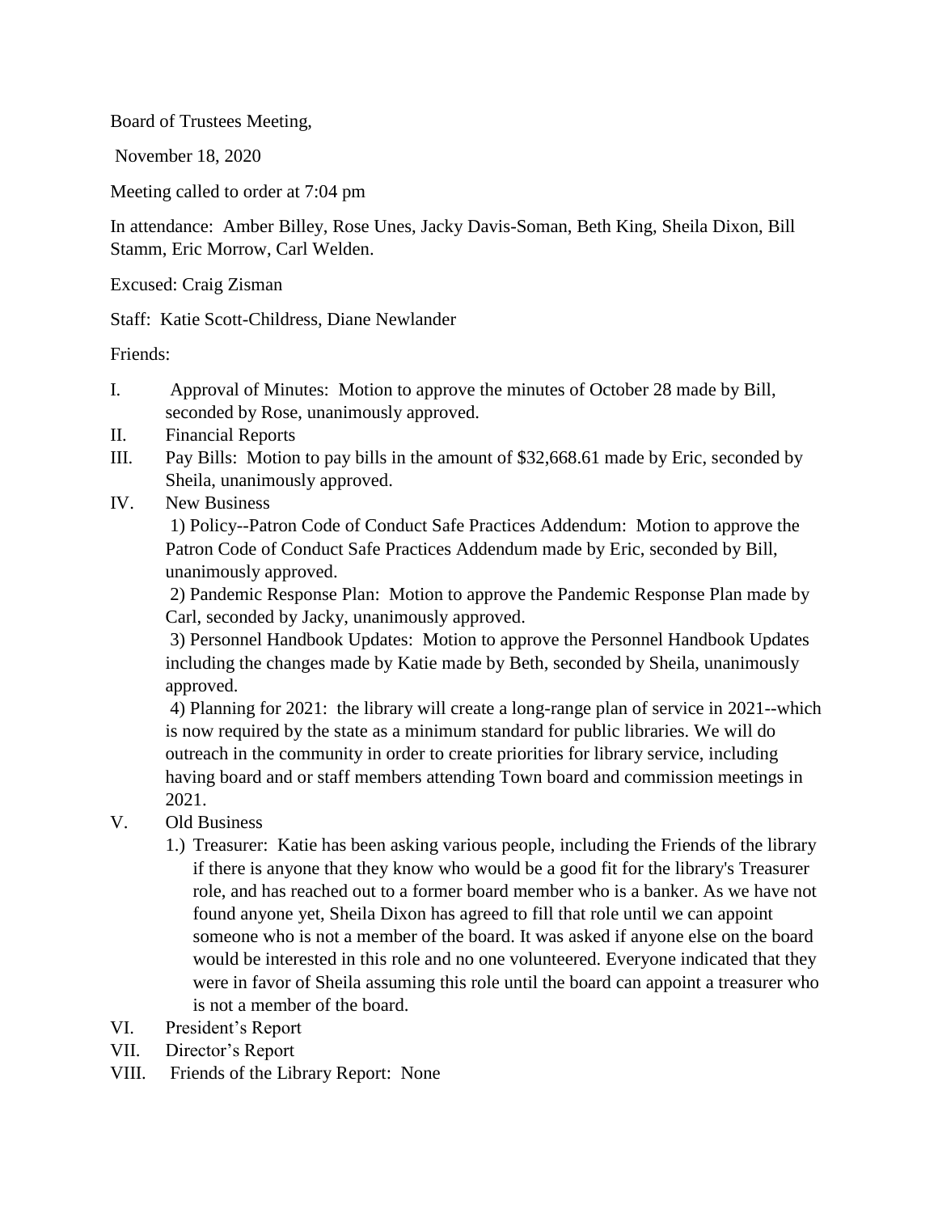Board of Trustees Meeting,

November 18, 2020

Meeting called to order at 7:04 pm

In attendance: Amber Billey, Rose Unes, Jacky Davis-Soman, Beth King, Sheila Dixon, Bill Stamm, Eric Morrow, Carl Welden.

Excused: Craig Zisman

Staff: Katie Scott-Childress, Diane Newlander

Friends:

I. Approval of Minutes: Motion to approve the minutes of October 28 made by Bill, seconded by Rose, unanimously approved.

II. Financial Reports

III. Pay Bills: Motion to pay bills in the amount of $32,668.61 made by Eric, seconded by Sheila, unanimously approved.

IV. New Business

1) Policy--Patron Code of Conduct Safe Practices Addendum: Motion to approve the Patron Code of Conduct Safe Practices Addendum made by Eric, seconded by Bill, unanimously approved.

2) Pandemic Response Plan: Motion to approve the Pandemic Response Plan made by Carl, seconded by Jacky, unanimously approved.

3) Personnel Handbook Updates: Motion to approve the Personnel Handbook Updates including the changes made by Katie made by Beth, seconded by Sheila, unanimously approved.

4) Planning for 2021: the library will create a long-range plan of service in 2021--which is now required by the state as a minimum standard for public libraries. We will do outreach in the community in order to create priorities for library service, including having board and or staff members attending Town board and commission meetings in 2021.

V. Old Business

1.) Treasurer: Katie has been asking various people, including the Friends of the library if there is anyone that they know who would be a good fit for the library's Treasurer role, and has reached out to a former board member who is a banker. As we have not found anyone yet, Sheila Dixon has agreed to fill that role until we can appoint someone who is not a member of the board. It was asked if anyone else on the board would be interested in this role and no one volunteered. Everyone indicated that they were in favor of Sheila assuming this role until the board can appoint a treasurer who is not a member of the board.

VI. President's Report

VII. Director's Report

VIII. Friends of the Library Report: None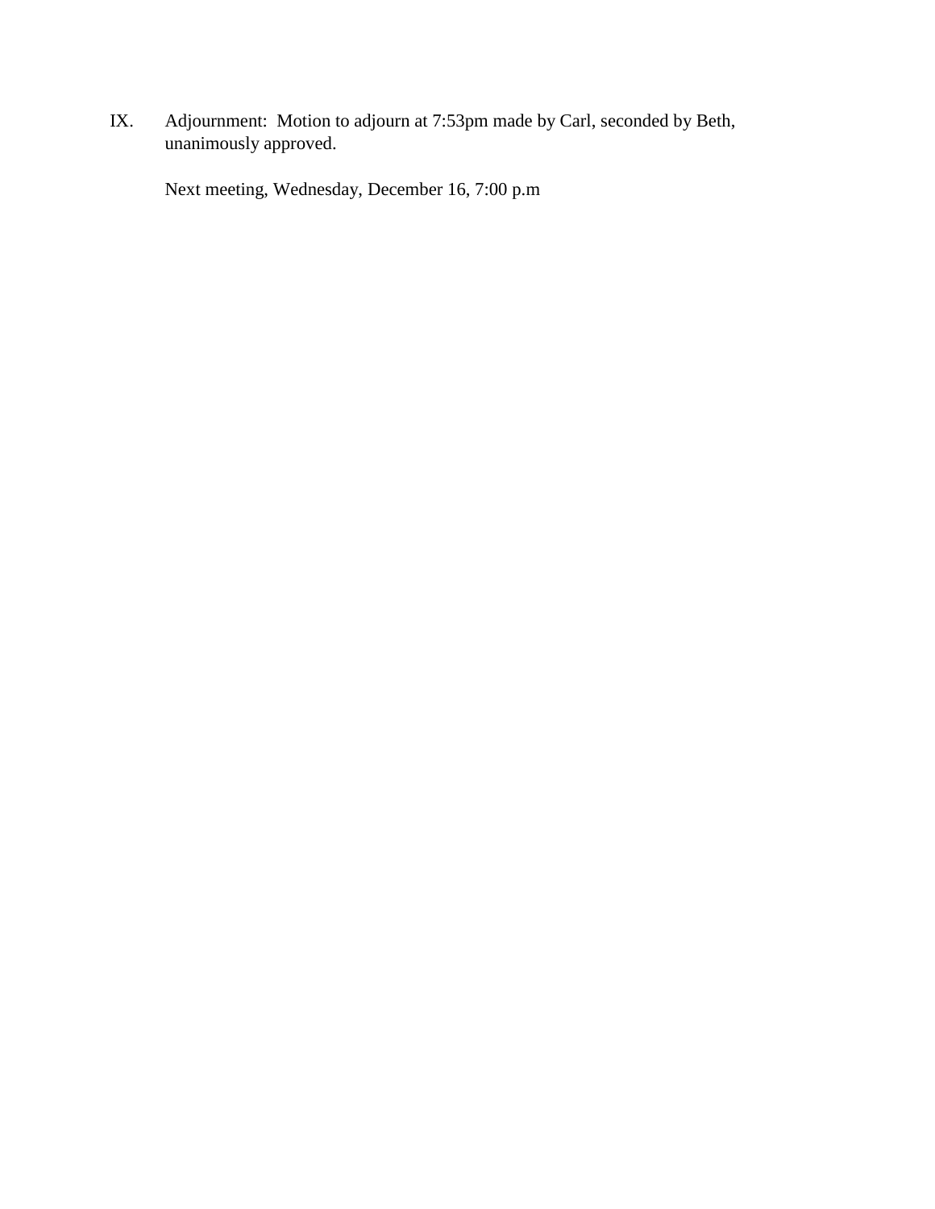IX. Adjournment: Motion to adjourn at 7:53pm made by Carl, seconded by Beth, unanimously approved.

Next meeting, Wednesday, December 16, 7:00 p.m